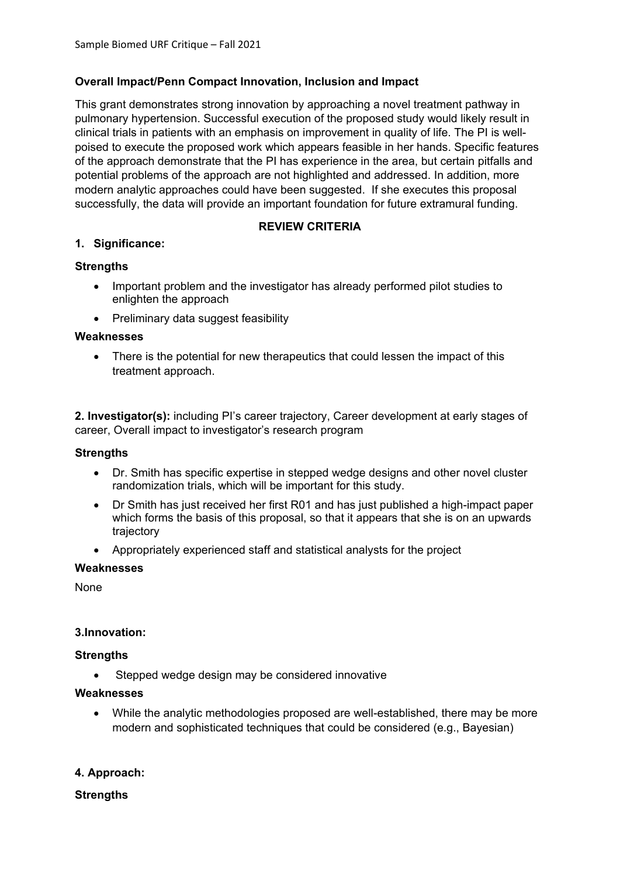Sample Biomed URF Critique – Fall 2021

**Overall Impact/Penn Compact Innovation, Inclusion and Impact**

This grant demonstrates strong innovation by approaching a novel treatment pathway in pulmonary hypertension. Successful execution of the proposed study would likely result in clinical trials in patients with an emphasis on improvement in quality of life. The PI is well-poised to execute the proposed work which appears feasible in her hands. Specific features of the approach demonstrate that the PI has experience in the area, but certain pitfalls and potential problems of the approach are not highlighted and addressed. In addition, more modern analytic approaches could have been suggested. If she executes this proposal successfully, the data will provide an important foundation for future extramural funding.

## REVIEW CRITERIA

### 1. Significance:

**Strengths**

- Important problem and the investigator has already performed pilot studies to enlighten the approach
- Preliminary data suggest feasibility

**Weaknesses**

- There is the potential for new therapeutics that could lessen the impact of this treatment approach.

### 2. Investigator(s):

including PI's career trajectory, Career development at early stages of career, Overall impact to investigator's research program

**Strengths**

- Dr. Smith has specific expertise in stepped wedge designs and other novel cluster randomization trials, which will be important for this study.
- Dr Smith has just received her first R01 and has just published a high-impact paper which forms the basis of this proposal, so that it appears that she is on an upwards trajectory
- Appropriately experienced staff and statistical analysts for the project

**Weaknesses**

None

### 3.Innovation:

**Strengths**

- Stepped wedge design may be considered innovative

**Weaknesses**

- While the analytic methodologies proposed are well-established, there may be more modern and sophisticated techniques that could be considered (e.g., Bayesian)

### 4. Approach:

**Strengths**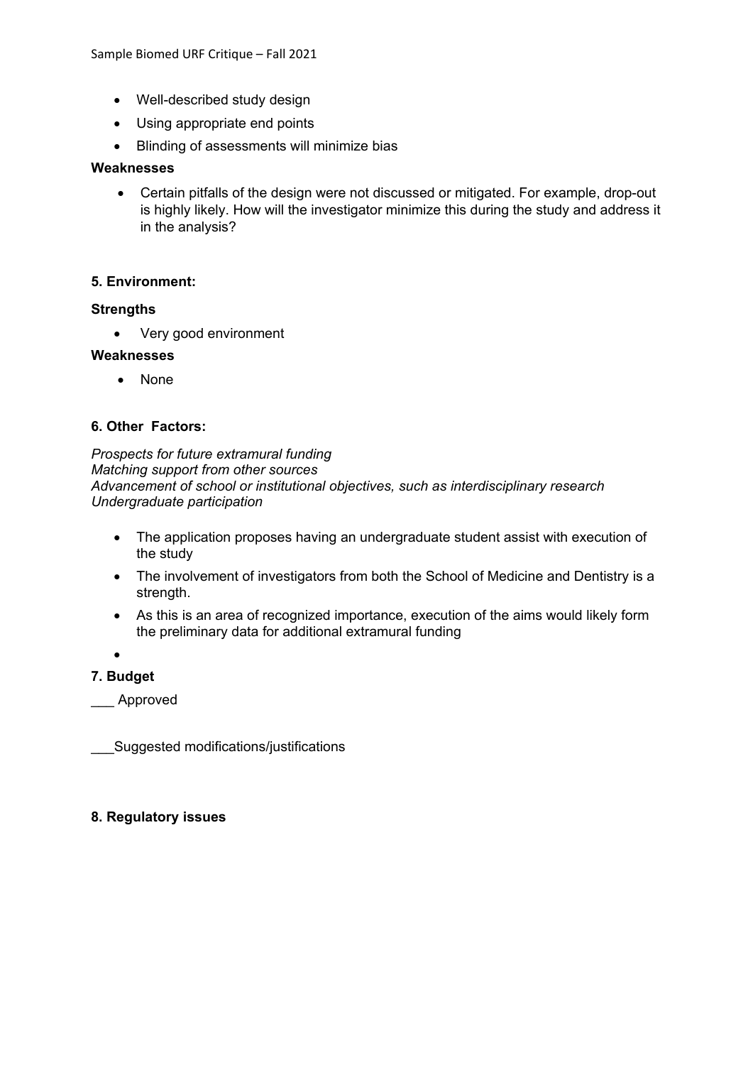- Well-described study design
- Using appropriate end points
- Blinding of assessments will minimize bias

**Weaknesses**

- Certain pitfalls of the design were not discussed or mitigated. For example, drop-out is highly likely. How will the investigator minimize this during the study and address it in the analysis?

**5. Environment:**

**Strengths**

- Very good environment

**Weaknesses**

- None

**6. Other Factors:**

*Prospects for future extramural funding*
*Matching support from other sources*
*Advancement of school or institutional objectives, such as interdisciplinary research*
*Undergraduate participation*

- The application proposes having an undergraduate student assist with execution of the study
- The involvement of investigators from both the School of Medicine and Dentistry is a strength.
- As this is an area of recognized importance, execution of the aims would likely form the preliminary data for additional extramural funding
- 

**7. Budget**

___ Approved

___Suggested modifications/justifications

**8. Regulatory issues**